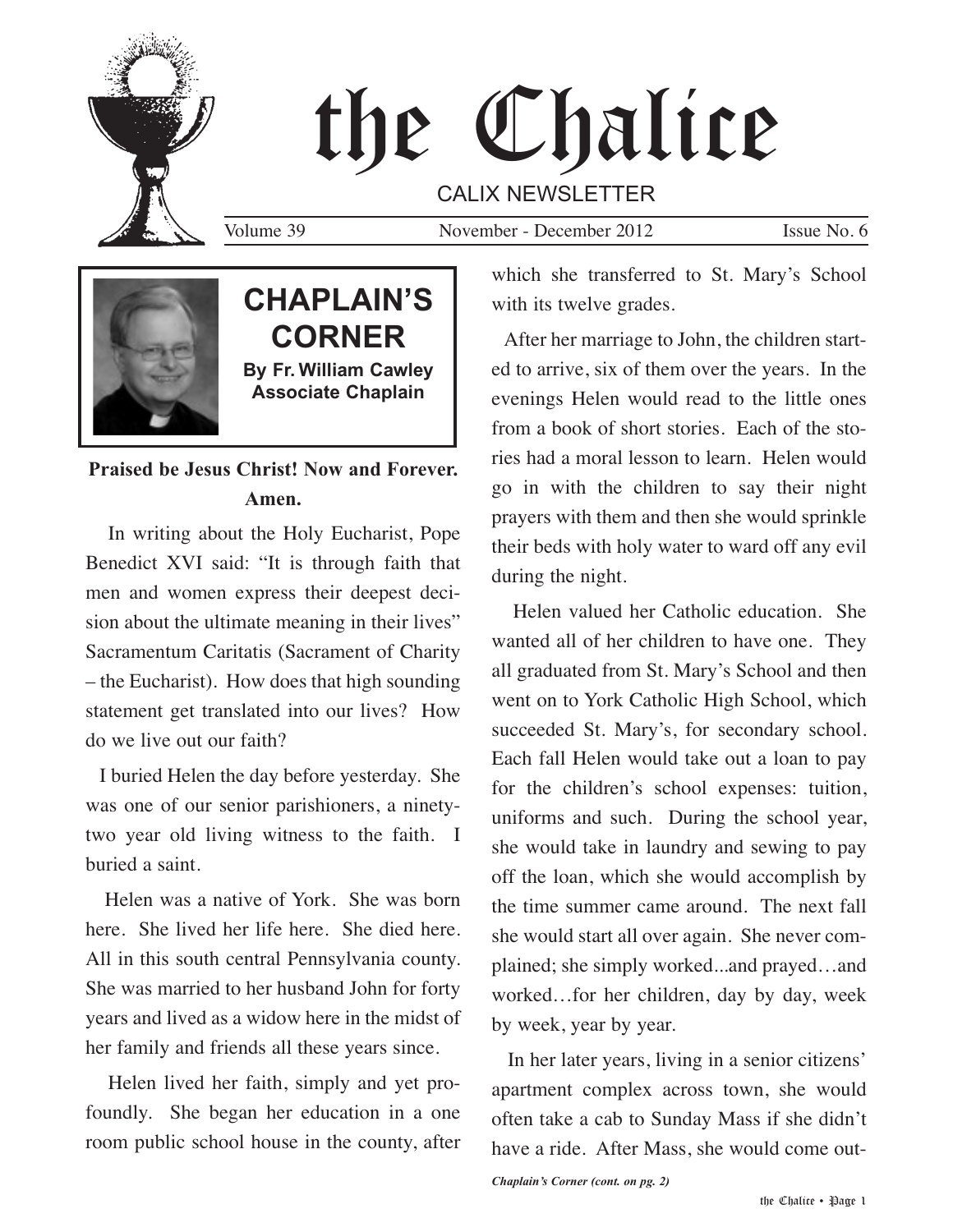# the Chalice

CALIX NEWSLETTER

Volume 39 | November - December 2012 | Issue No. 6

## CHAPLAIN'S CORNER

**By Fr. William Cawley**
**Associate Chaplain**

**Praised be Jesus Christ! Now and Forever. Amen.**

In writing about the Holy Eucharist, Pope Benedict XVI said: "It is through faith that men and women express their deepest decision about the ultimate meaning in their lives" Sacramentum Caritatis (Sacrament of Charity – the Eucharist). How does that high sounding statement get translated into our lives? How do we live out our faith?

I buried Helen the day before yesterday. She was one of our senior parishioners, a ninety-two year old living witness to the faith. I buried a saint.

Helen was a native of York. She was born here. She lived her life here. She died here. All in this south central Pennsylvania county. She was married to her husband John for forty years and lived as a widow here in the midst of her family and friends all these years since.

Helen lived her faith, simply and yet profoundly. She began her education in a one room public school house in the county, after which she transferred to St. Mary's School with its twelve grades.

After her marriage to John, the children started to arrive, six of them over the years. In the evenings Helen would read to the little ones from a book of short stories. Each of the stories had a moral lesson to learn. Helen would go in with the children to say their night prayers with them and then she would sprinkle their beds with holy water to ward off any evil during the night.

Helen valued her Catholic education. She wanted all of her children to have one. They all graduated from St. Mary's School and then went on to York Catholic High School, which succeeded St. Mary's, for secondary school. Each fall Helen would take out a loan to pay for the children's school expenses: tuition, uniforms and such. During the school year, she would take in laundry and sewing to pay off the loan, which she would accomplish by the time summer came around. The next fall she would start all over again. She never complained; she simply worked...and prayed…and worked…for her children, day by day, week by week, year by year.

In her later years, living in a senior citizens' apartment complex across town, she would often take a cab to Sunday Mass if she didn't have a ride. After Mass, she would come out-

*Chaplain's Corner (cont. on pg. 2)*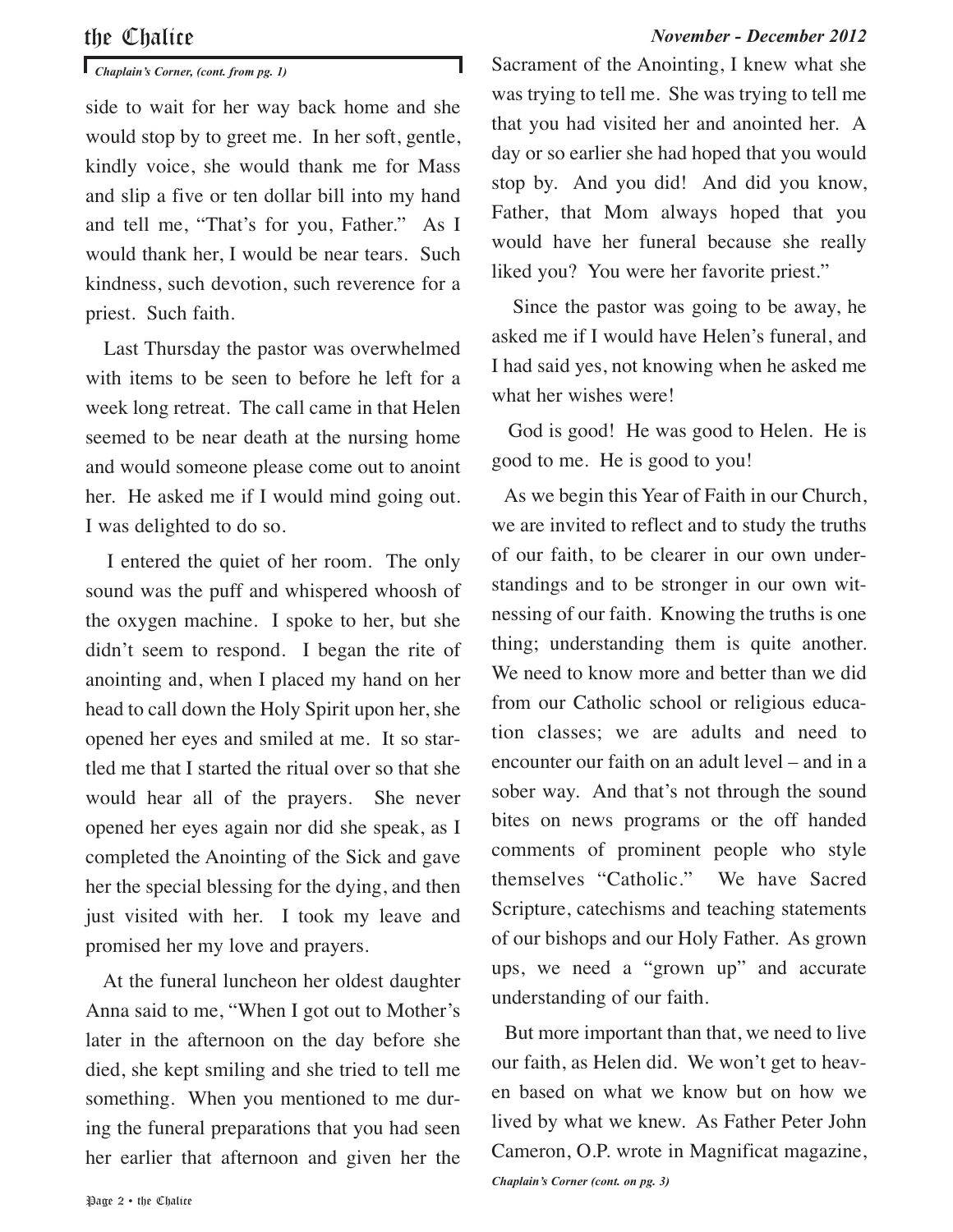*Chaplain's Corner, (cont. from pg. 1)*

side to wait for her way back home and she would stop by to greet me. In her soft, gentle, kindly voice, she would thank me for Mass and slip a five or ten dollar bill into my hand and tell me, "That's for you, Father." As I would thank her, I would be near tears. Such kindness, such devotion, such reverence for a priest. Such faith.

Last Thursday the pastor was overwhelmed with items to be seen to before he left for a week long retreat. The call came in that Helen seemed to be near death at the nursing home and would someone please come out to anoint her. He asked me if I would mind going out. I was delighted to do so.

I entered the quiet of her room. The only sound was the puff and whispered whoosh of the oxygen machine. I spoke to her, but she didn't seem to respond. I began the rite of anointing and, when I placed my hand on her head to call down the Holy Spirit upon her, she opened her eyes and smiled at me. It so startled me that I started the ritual over so that she would hear all of the prayers. She never opened her eyes again nor did she speak, as I completed the Anointing of the Sick and gave her the special blessing for the dying, and then just visited with her. I took my leave and promised her my love and prayers.

At the funeral luncheon her oldest daughter Anna said to me, "When I got out to Mother's later in the afternoon on the day before she died, she kept smiling and she tried to tell me something. When you mentioned to me during the funeral preparations that you had seen her earlier that afternoon and given her the Sacrament of the Anointing, I knew what she was trying to tell me. She was trying to tell me that you had visited her and anointed her. A day or so earlier she had hoped that you would stop by. And you did! And did you know, Father, that Mom always hoped that you would have her funeral because she really liked you? You were her favorite priest."

Since the pastor was going to be away, he asked me if I would have Helen's funeral, and I had said yes, not knowing when he asked me what her wishes were!

God is good! He was good to Helen. He is good to me. He is good to you!

As we begin this Year of Faith in our Church, we are invited to reflect and to study the truths of our faith, to be clearer in our own understandings and to be stronger in our own witnessing of our faith. Knowing the truths is one thing; understanding them is quite another. We need to know more and better than we did from our Catholic school or religious education classes; we are adults and need to encounter our faith on an adult level – and in a sober way. And that's not through the sound bites on news programs or the off handed comments of prominent people who style themselves "Catholic." We have Sacred Scripture, catechisms and teaching statements of our bishops and our Holy Father. As grown ups, we need a "grown up" and accurate understanding of our faith.

But more important than that, we need to live our faith, as Helen did. We won't get to heaven based on what we know but on how we lived by what we knew. As Father Peter John Cameron, O.P. wrote in Magnificat magazine,

*Chaplain's Corner (cont. on pg. 3)*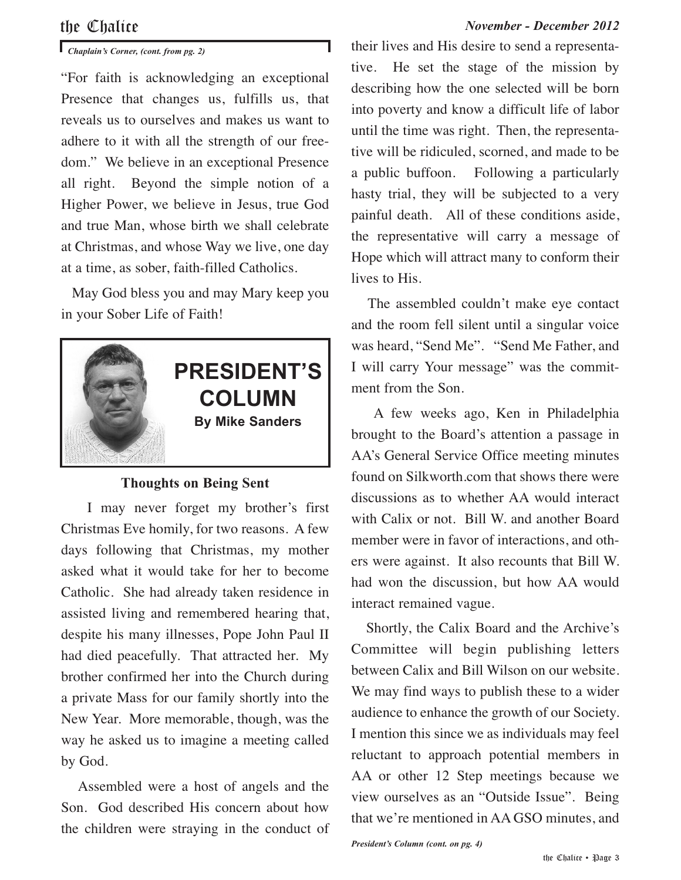*Chaplain's Corner, (cont. from pg. 2)*

"For faith is acknowledging an exceptional Presence that changes us, fulfills us, that reveals us to ourselves and makes us want to adhere to it with all the strength of our freedom." We believe in an exceptional Presence all right. Beyond the simple notion of a Higher Power, we believe in Jesus, true God and true Man, whose birth we shall celebrate at Christmas, and whose Way we live, one day at a time, as sober, faith-filled Catholics.

May God bless you and may Mary keep you in your Sober Life of Faith!

## PRESIDENT'S COLUMN

**By Mike Sanders**

### Thoughts on Being Sent

I may never forget my brother's first Christmas Eve homily, for two reasons. A few days following that Christmas, my mother asked what it would take for her to become Catholic. She had already taken residence in assisted living and remembered hearing that, despite his many illnesses, Pope John Paul II had died peacefully. That attracted her. My brother confirmed her into the Church during a private Mass for our family shortly into the New Year. More memorable, though, was the way he asked us to imagine a meeting called by God.

Assembled were a host of angels and the Son. God described His concern about how the children were straying in the conduct of their lives and His desire to send a representative. He set the stage of the mission by describing how the one selected will be born into poverty and know a difficult life of labor until the time was right. Then, the representative will be ridiculed, scorned, and made to be a public buffoon. Following a particularly hasty trial, they will be subjected to a very painful death. All of these conditions aside, the representative will carry a message of Hope which will attract many to conform their lives to His.

The assembled couldn't make eye contact and the room fell silent until a singular voice was heard, "Send Me". "Send Me Father, and I will carry Your message" was the commitment from the Son.

A few weeks ago, Ken in Philadelphia brought to the Board's attention a passage in AA's General Service Office meeting minutes found on Silkworth.com that shows there were discussions as to whether AA would interact with Calix or not. Bill W. and another Board member were in favor of interactions, and others were against. It also recounts that Bill W. had won the discussion, but how AA would interact remained vague.

Shortly, the Calix Board and the Archive's Committee will begin publishing letters between Calix and Bill Wilson on our website. We may find ways to publish these to a wider audience to enhance the growth of our Society. I mention this since we as individuals may feel reluctant to approach potential members in AA or other 12 Step meetings because we view ourselves as an "Outside Issue". Being that we're mentioned in AA GSO minutes, and

*President's Column (cont. on pg. 4)*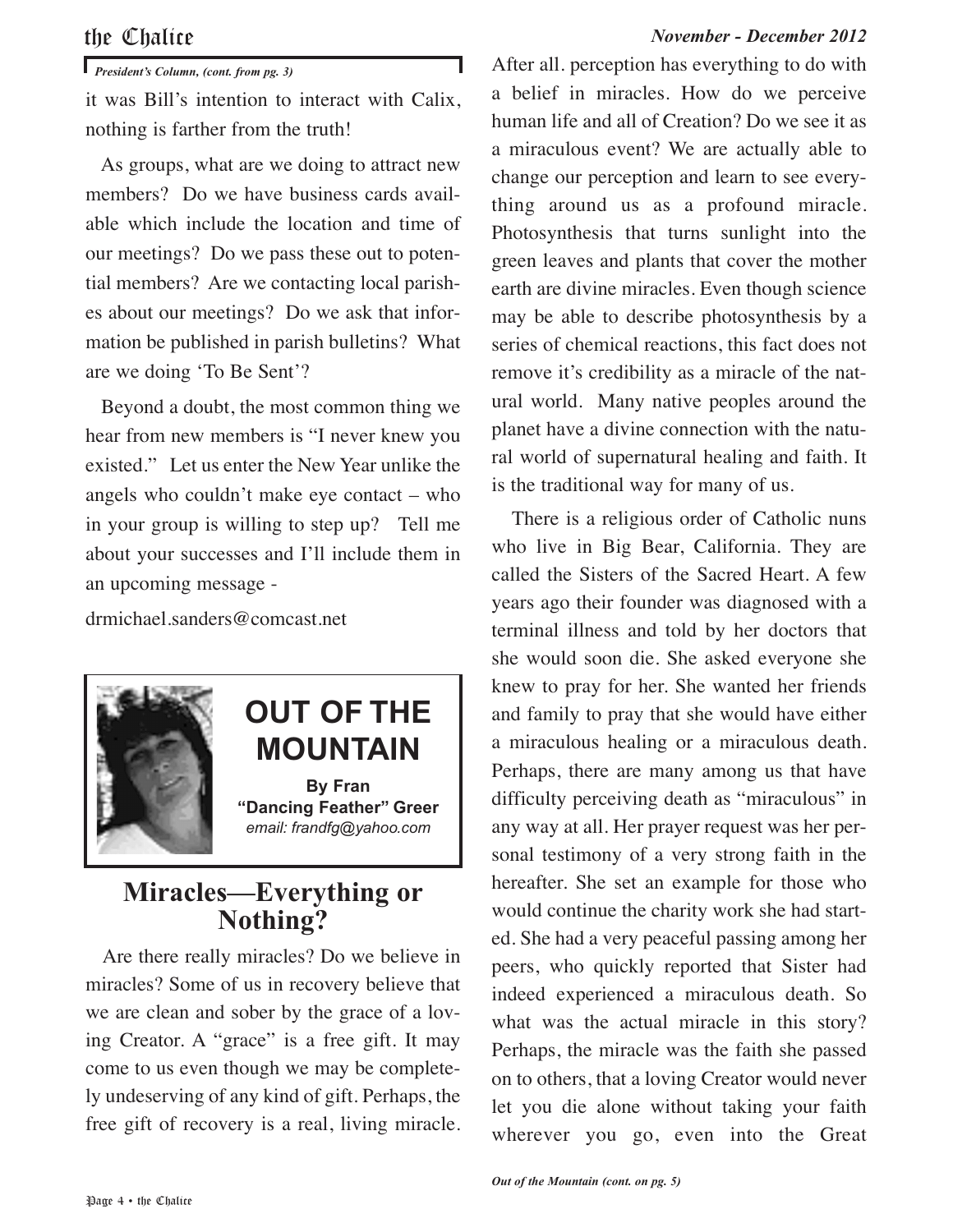*President's Column, (cont. from pg. 3)*

it was Bill's intention to interact with Calix, nothing is farther from the truth!

As groups, what are we doing to attract new members? Do we have business cards available which include the location and time of our meetings? Do we pass these out to potential members? Are we contacting local parishes about our meetings? Do we ask that information be published in parish bulletins? What are we doing 'To Be Sent'?

Beyond a doubt, the most common thing we hear from new members is "I never knew you existed." Let us enter the New Year unlike the angels who couldn't make eye contact – who in your group is willing to step up? Tell me about your successes and I'll include them in an upcoming message -

drmichael.sanders@comcast.net

# OUT OF THE MOUNTAIN

**By Fran "Dancing Feather" Greer**

*email: frandfg@yahoo.com*

## Miracles—Everything or Nothing?

Are there really miracles? Do we believe in miracles? Some of us in recovery believe that we are clean and sober by the grace of a loving Creator. A "grace" is a free gift. It may come to us even though we may be completely undeserving of any kind of gift. Perhaps, the free gift of recovery is a real, living miracle. After all. perception has everything to do with a belief in miracles. How do we perceive human life and all of Creation? Do we see it as a miraculous event? We are actually able to change our perception and learn to see everything around us as a profound miracle. Photosynthesis that turns sunlight into the green leaves and plants that cover the mother earth are divine miracles. Even though science may be able to describe photosynthesis by a series of chemical reactions, this fact does not remove it's credibility as a miracle of the natural world. Many native peoples around the planet have a divine connection with the natural world of supernatural healing and faith. It is the traditional way for many of us.

There is a religious order of Catholic nuns who live in Big Bear, California. They are called the Sisters of the Sacred Heart. A few years ago their founder was diagnosed with a terminal illness and told by her doctors that she would soon die. She asked everyone she knew to pray for her. She wanted her friends and family to pray that she would have either a miraculous healing or a miraculous death. Perhaps, there are many among us that have difficulty perceiving death as "miraculous" in any way at all. Her prayer request was her personal testimony of a very strong faith in the hereafter. She set an example for those who would continue the charity work she had started. She had a very peaceful passing among her peers, who quickly reported that Sister had indeed experienced a miraculous death. So what was the actual miracle in this story? Perhaps, the miracle was the faith she passed on to others, that a loving Creator would never let you die alone without taking your faith wherever you go, even into the Great

*Out of the Mountain (cont. on pg. 5)*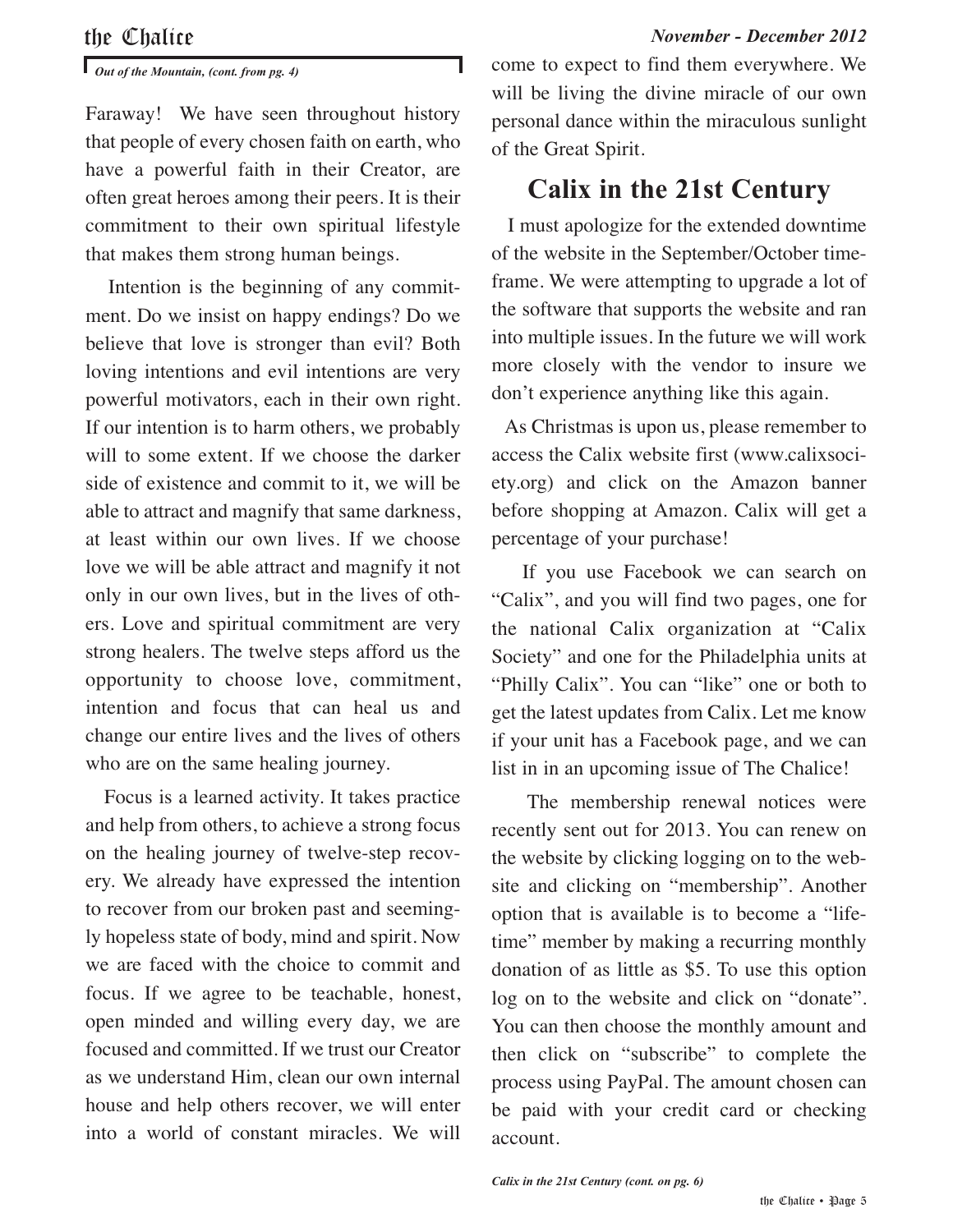*Out of the Mountain, (cont. from pg. 4)*

Faraway! We have seen throughout history that people of every chosen faith on earth, who have a powerful faith in their Creator, are often great heroes among their peers. It is their commitment to their own spiritual lifestyle that makes them strong human beings.

Intention is the beginning of any commitment. Do we insist on happy endings? Do we believe that love is stronger than evil? Both loving intentions and evil intentions are very powerful motivators, each in their own right. If our intention is to harm others, we probably will to some extent. If we choose the darker side of existence and commit to it, we will be able to attract and magnify that same darkness, at least within our own lives. If we choose love we will be able attract and magnify it not only in our own lives, but in the lives of others. Love and spiritual commitment are very strong healers. The twelve steps afford us the opportunity to choose love, commitment, intention and focus that can heal us and change our entire lives and the lives of others who are on the same healing journey.

Focus is a learned activity. It takes practice and help from others, to achieve a strong focus on the healing journey of twelve-step recovery. We already have expressed the intention to recover from our broken past and seemingly hopeless state of body, mind and spirit. Now we are faced with the choice to commit and focus. If we agree to be teachable, honest, open minded and willing every day, we are focused and committed. If we trust our Creator as we understand Him, clean our own internal house and help others recover, we will enter into a world of constant miracles. We will come to expect to find them everywhere. We will be living the divine miracle of our own personal dance within the miraculous sunlight of the Great Spirit.

## Calix in the 21st Century

I must apologize for the extended downtime of the website in the September/October timeframe. We were attempting to upgrade a lot of the software that supports the website and ran into multiple issues. In the future we will work more closely with the vendor to insure we don't experience anything like this again.

As Christmas is upon us, please remember to access the Calix website first (www.calixsociety.org) and click on the Amazon banner before shopping at Amazon. Calix will get a percentage of your purchase!

If you use Facebook we can search on "Calix", and you will find two pages, one for the national Calix organization at "Calix Society" and one for the Philadelphia units at "Philly Calix". You can "like" one or both to get the latest updates from Calix. Let me know if your unit has a Facebook page, and we can list in in an upcoming issue of The Chalice!

The membership renewal notices were recently sent out for 2013. You can renew on the website by clicking logging on to the website and clicking on "membership". Another option that is available is to become a "lifetime" member by making a recurring monthly donation of as little as $5. To use this option log on to the website and click on "donate". You can then choose the monthly amount and then click on "subscribe" to complete the process using PayPal. The amount chosen can be paid with your credit card or checking account.

*Calix in the 21st Century (cont. on pg. 6)*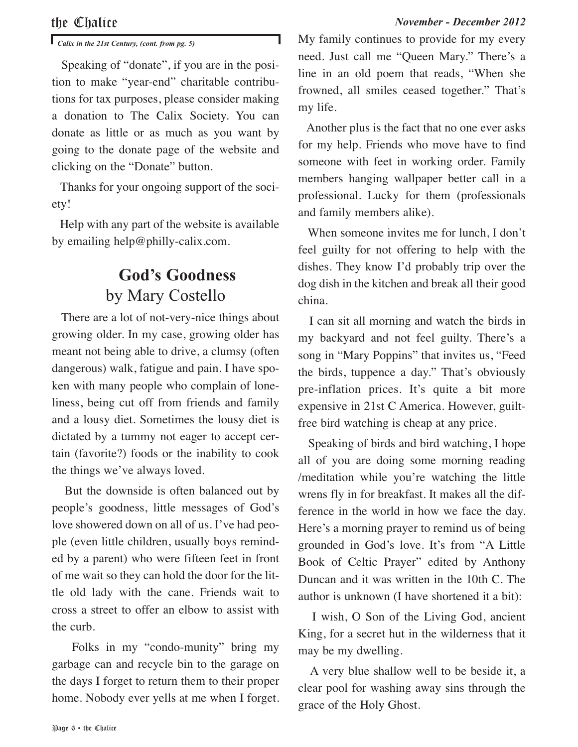*Calix in the 21st Century, (cont. from pg. 5)*

Speaking of "donate", if you are in the position to make "year-end" charitable contributions for tax purposes, please consider making a donation to The Calix Society. You can donate as little or as much as you want by going to the donate page of the website and clicking on the "Donate" button.

Thanks for your ongoing support of the society!

Help with any part of the website is available by emailing help@philly-calix.com.

## God's Goodness
by Mary Costello

There are a lot of not-very-nice things about growing older. In my case, growing older has meant not being able to drive, a clumsy (often dangerous) walk, fatigue and pain. I have spoken with many people who complain of loneliness, being cut off from friends and family and a lousy diet. Sometimes the lousy diet is dictated by a tummy not eager to accept certain (favorite?) foods or the inability to cook the things we've always loved.

But the downside is often balanced out by people's goodness, little messages of God's love showered down on all of us. I've had people (even little children, usually boys reminded by a parent) who were fifteen feet in front of me wait so they can hold the door for the little old lady with the cane. Friends wait to cross a street to offer an elbow to assist with the curb.

Folks in my "condo-munity" bring my garbage can and recycle bin to the garage on the days I forget to return them to their proper home. Nobody ever yells at me when I forget. My family continues to provide for my every need. Just call me "Queen Mary." There's a line in an old poem that reads, "When she frowned, all smiles ceased together." That's my life.

Another plus is the fact that no one ever asks for my help. Friends who move have to find someone with feet in working order. Family members hanging wallpaper better call in a professional. Lucky for them (professionals and family members alike).

When someone invites me for lunch, I don't feel guilty for not offering to help with the dishes. They know I'd probably trip over the dog dish in the kitchen and break all their good china.

I can sit all morning and watch the birds in my backyard and not feel guilty. There's a song in "Mary Poppins" that invites us, "Feed the birds, tuppence a day." That's obviously pre-inflation prices. It's quite a bit more expensive in 21st C America. However, guilt-free bird watching is cheap at any price.

Speaking of birds and bird watching, I hope all of you are doing some morning reading /meditation while you're watching the little wrens fly in for breakfast. It makes all the difference in the world in how we face the day. Here's a morning prayer to remind us of being grounded in God's love. It's from "A Little Book of Celtic Prayer" edited by Anthony Duncan and it was written in the 10th C. The author is unknown (I have shortened it a bit):

I wish, O Son of the Living God, ancient King, for a secret hut in the wilderness that it may be my dwelling.

A very blue shallow well to be beside it, a clear pool for washing away sins through the grace of the Holy Ghost.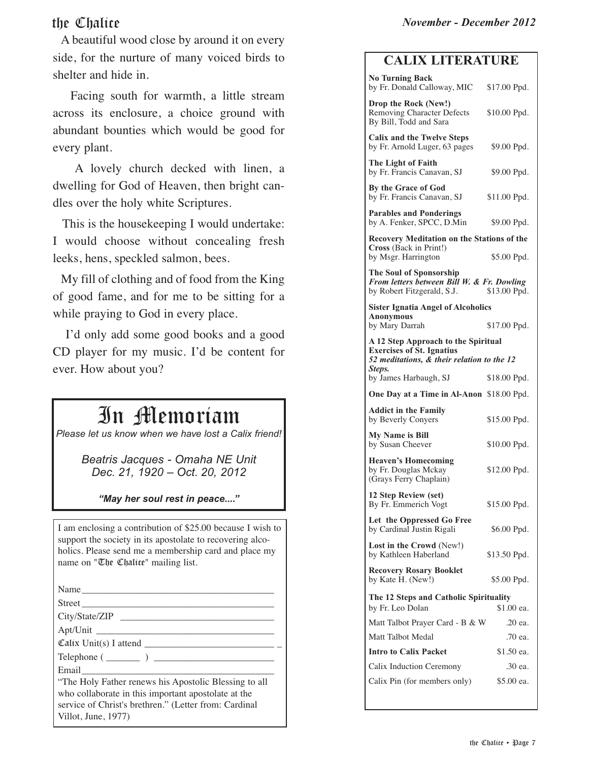A beautiful wood close by around it on every side, for the nurture of many voiced birds to shelter and hide in.

Facing south for warmth, a little stream across its enclosure, a choice ground with abundant bounties which would be good for every plant.

A lovely church decked with linen, a dwelling for God of Heaven, then bright candles over the holy white Scriptures.

This is the housekeeping I would undertake: I would choose without concealing fresh leeks, hens, speckled salmon, bees.

My fill of clothing and of food from the King of good fame, and for me to be sitting for a while praying to God in every place.

I'd only add some good books and a good CD player for my music. I'd be content for ever. How about you?

# In Memoriam

*Please let us know when we have lost a Calix friend!*

*Beatris Jacques - Omaha NE Unit*
*Dec. 21, 1920 – Oct. 20, 2012*

***"May her soul rest in peace...."***

I am enclosing a contribution of $25.00 because I wish to support the society in its apostolate to recovering alcoholics. Please send me a membership card and place my name on "The Chalice" mailing list.

Name ________________________________________

Street ________________________________________

City/State/ZIP ________________________________

Apt/Unit ______________________________________

Calix Unit(s) I attend ___________________________

Telephone ( _______ ) __________________________

Email _________________________________________

"The Holy Father renews his Apostolic Blessing to all who collaborate in this important apostolate at the service of Christ's brethren." (Letter from: Cardinal Villot, June, 1977)

## CALIX LITERATURE

| Title | Price |
|---|---|
| **No Turning Back**<br>by Fr. Donald Calloway, MIC | $17.00 Ppd. |
| **Drop the Rock (New!)**<br>Removing Character Defects<br>By Bill, Todd and Sara | $10.00 Ppd. |
| **Calix and the Twelve Steps**<br>by Fr. Arnold Luger, 63 pages | $9.00 Ppd. |
| **The Light of Faith**<br>by Fr. Francis Canavan, SJ | $9.00 Ppd. |
| **By the Grace of God**<br>by Fr. Francis Canavan, SJ | $11.00 Ppd. |
| **Parables and Ponderings**<br>by A. Fenker, SPCC, D.Min | $9.00 Ppd. |
| **Recovery Meditation on the Stations of the Cross** (Back in Print!)<br>by Msgr. Harrington | $5.00 Ppd. |
| **The Soul of Sponsorship**<br>***From letters between Bill W. & Fr. Dowling***<br>by Robert Fitzgerald, S.J. | $13.00 Ppd. |
| **Sister Ignatia Angel of Alcoholics Anonymous**<br>by Mary Darrah | $17.00 Ppd. |
| **A 12 Step Approach to the Spiritual Exercises of St. Ignatius**<br>***52 meditations, & their relation to the 12 Steps.***<br>by James Harbaugh, SJ | $18.00 Ppd. |
| **One Day at a Time in Al-Anon** | $18.00 Ppd. |
| **Addict in the Family**<br>by Beverly Conyers | $15.00 Ppd. |
| **My Name is Bill**<br>by Susan Cheever | $10.00 Ppd. |
| **Heaven's Homecoming**<br>by Fr. Douglas Mckay<br>(Grays Ferry Chaplain) | $12.00 Ppd. |
| **12 Step Review (set)**<br>By Fr. Emmerich Vogt | $15.00 Ppd. |
| **Let the Oppressed Go Free**<br>by Cardinal Justin Rigali | $6.00 Ppd. |
| **Lost in the Crowd** (New!)<br>by Kathleen Haberland | $13.50 Ppd. |
| **Recovery Rosary Booklet**<br>by Kate H. (New!) | $5.00 Ppd. |
| **The 12 Steps and Catholic Spirituality**<br>by Fr. Leo Dolan | $1.00 ea. |
| Matt Talbot Prayer Card - B & W | .20 ea. |
| Matt Talbot Medal | .70 ea. |
| **Intro to Calix Packet** | $1.50 ea. |
| Calix Induction Ceremony | .30 ea. |
| Calix Pin (for members only) | $5.00 ea. |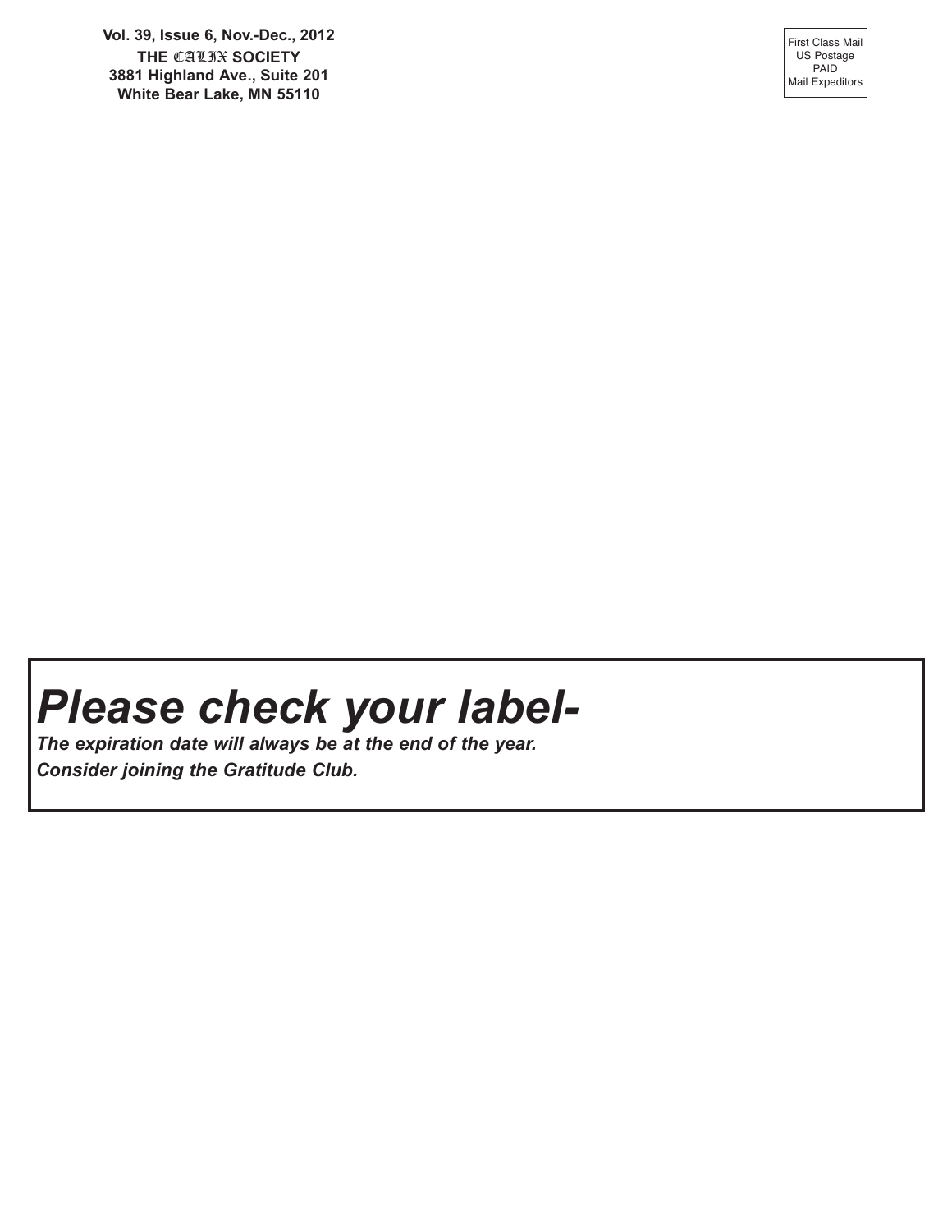**Vol. 39, Issue 6, Nov.-Dec., 2012**
**THE CALIX SOCIETY**
**3881 Highland Ave., Suite 201**
**White Bear Lake, MN 55110**

First Class Mail
US Postage
PAID
Mail Expeditors

# *Please check your label-*

***The expiration date will always be at the end of the year.***
***Consider joining the Gratitude Club.***